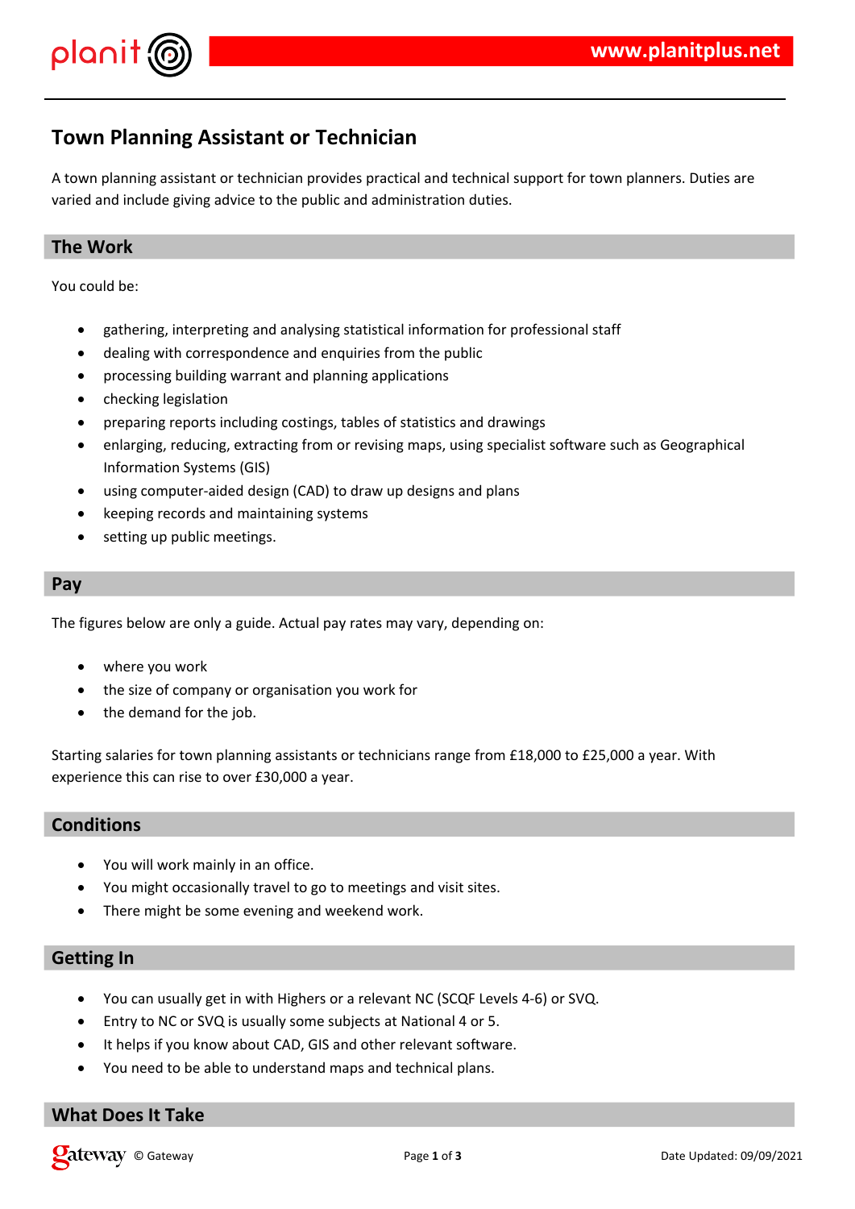# Town Planning Assistant or Technician

A town planning assistant or technician provides practical and technical support for town planners. Duties are varied and include giving advice to the public and administration duties.

## The Work

You could be:

- gathering, interpreting and analysing statistical information for professional staff
- dealing with correspondence and enquiries from the public
- processing building warrant and planning applications
- checking legislation
- preparing reports including costings, tables of statistics and drawings
- enlarging, reducing, extracting from or revising maps, using specialist software such as Geographical Information Systems (GIS)
- using computer-aided design (CAD) to draw up designs and plans
- keeping records and maintaining systems
- setting up public meetings.

## Pay

The figures below are only a guide. Actual pay rates may vary, depending on:

- where you work
- the size of company or organisation you work for
- the demand for the job.

Starting salaries for town planning assistants or technicians range from £18,000 to £25,000 a year. With experience this can rise to over £30,000 a year.

## Conditions

- You will work mainly in an office.
- You might occasionally travel to go to meetings and visit sites.
- There might be some evening and weekend work.

## Getting In

- You can usually get in with Highers or a relevant NC (SCQF Levels 4-6) or SVQ.
- Entry to NC or SVQ is usually some subjects at National 4 or 5.
- It helps if you know about CAD, GIS and other relevant software.
- You need to be able to understand maps and technical plans.

## What Does It Take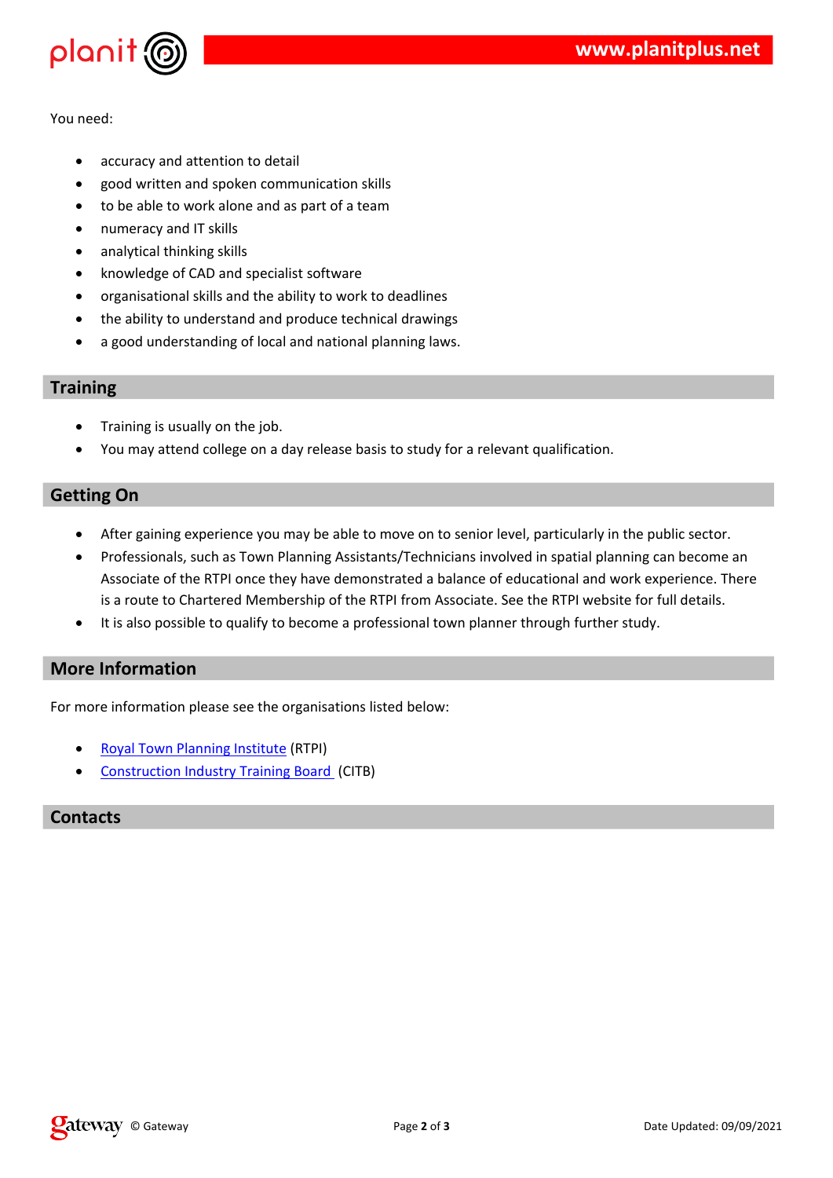You need:

- accuracy and attention to detail
- good written and spoken communication skills
- to be able to work alone and as part of a team
- numeracy and IT skills
- analytical thinking skills
- knowledge of CAD and specialist software
- organisational skills and the ability to work to deadlines
- the ability to understand and produce technical drawings
- a good understanding of local and national planning laws.

## Training

- Training is usually on the job.
- You may attend college on a day release basis to study for a relevant qualification.

## Getting On

- After gaining experience you may be able to move on to senior level, particularly in the public sector.
- Professionals, such as Town Planning Assistants/Technicians involved in spatial planning can become an Associate of the RTPI once they have demonstrated a balance of educational and work experience. There is a route to Chartered Membership of the RTPI from Associate. See the RTPI website for full details.
- It is also possible to qualify to become a professional town planner through further study.

## More Information

For more information please see the organisations listed below:

- Royal Town Planning Institute (RTPI)
- Construction Industry Training Board (CITB)

## Contacts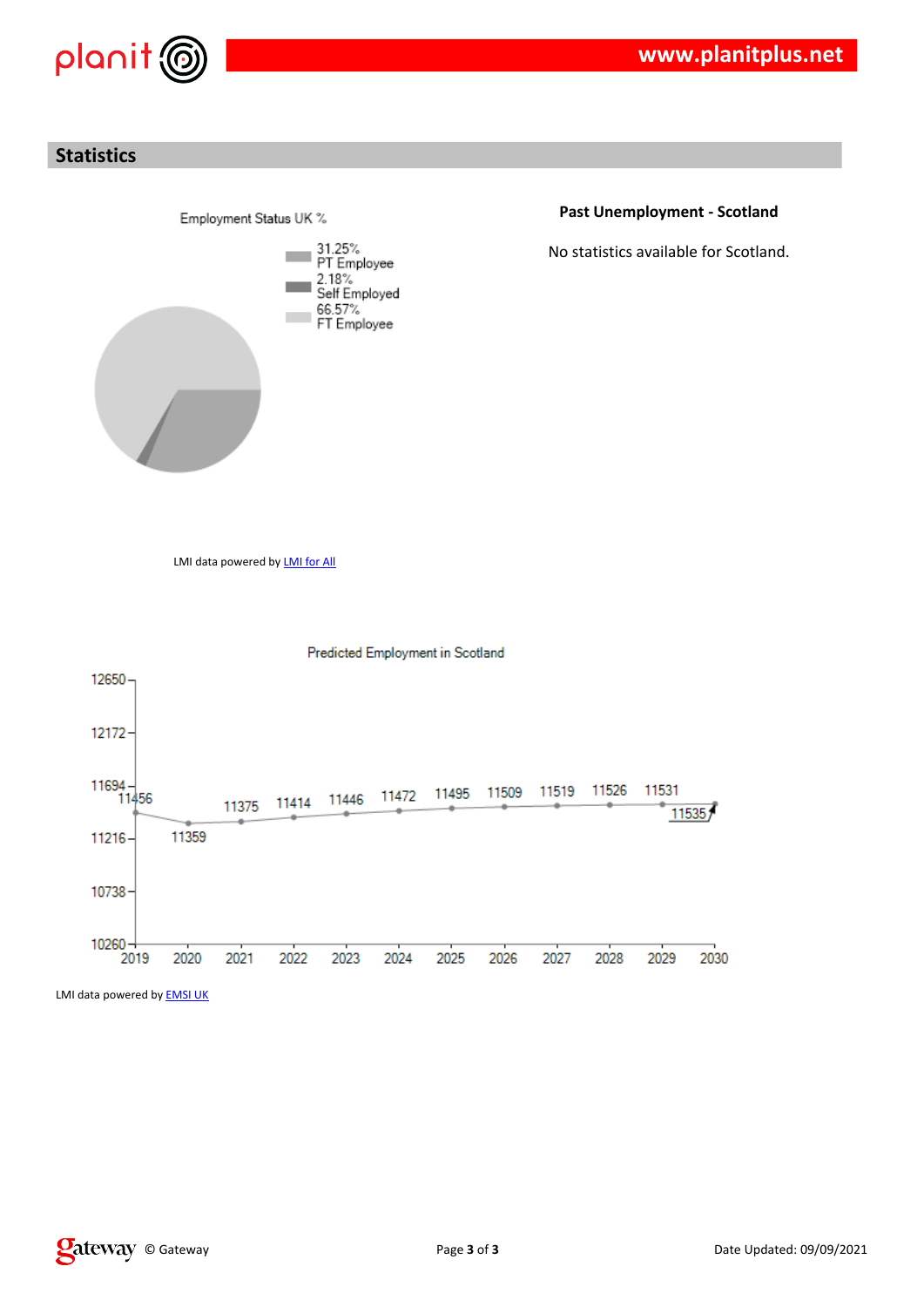## Statistics

Employment Status UK %

31.25%
PT Employee
2.18%
Self Employed
66.57%
FT Employee

LMI data powered by [LMI for All](LMI for All)

**Past Unemployment - Scotland**

No statistics available for Scotland.

Predicted Employment in Scotland

12650
12172
11694
11216
10738
10260

2019 2020 2021 2022 2023 2024 2025 2026 2027 2028 2029 2030

11456 11359 11375 11414 11446 11472 11495 11509 11519 11526 11531 11535

LMI data powered by [EMSI UK](EMSI UK)